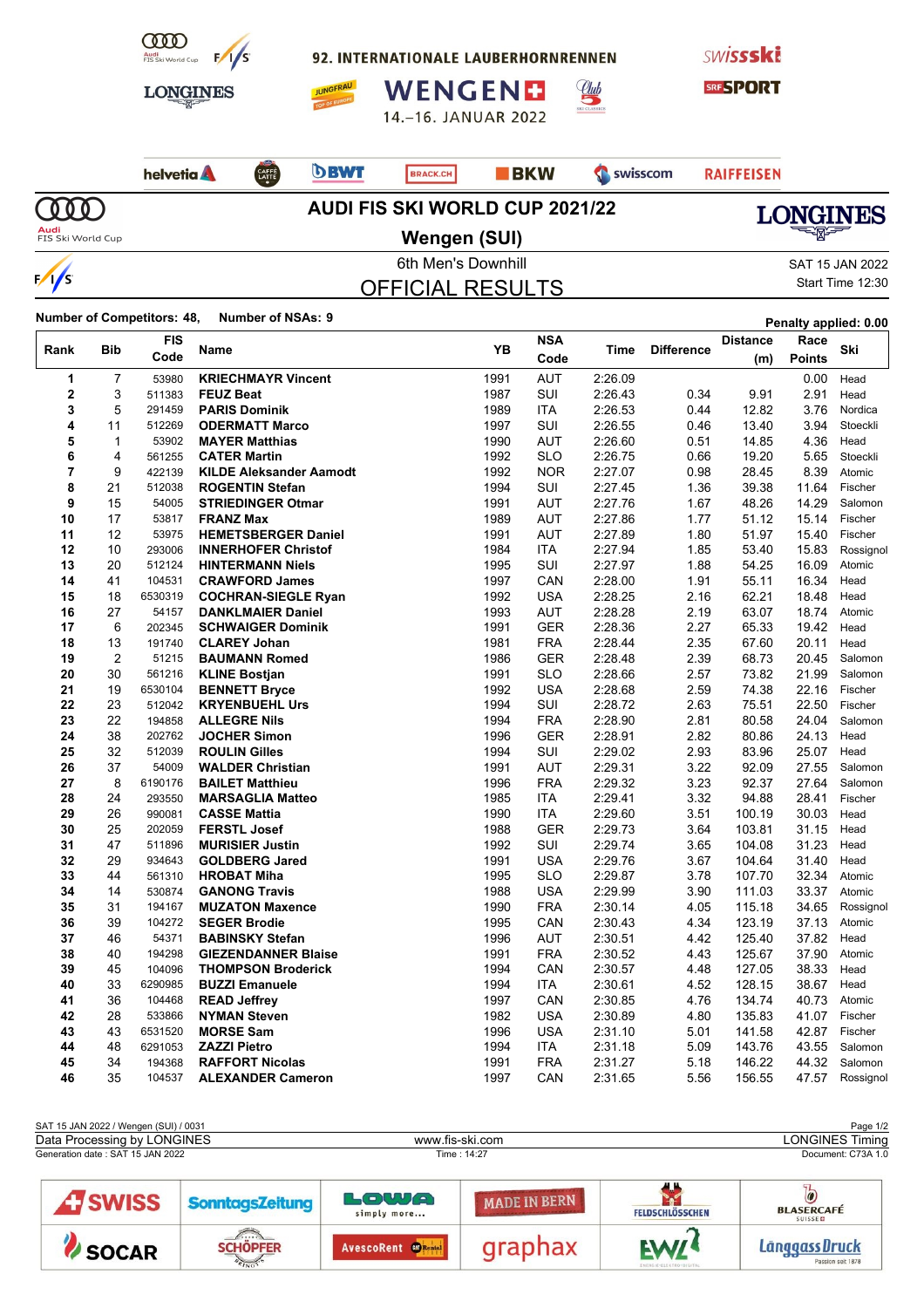92. INTERNATIONALE LAUBERHORNRENNEN

WENGEN

14.–16. JANUAR 2022

# AUDI FIS SKI WORLD CUP 2021/22

## Wengen (SUI)

6th Men's Downhill

# OFFICIAL RESULTS

SAT 15 JAN 2022

Start Time 12:30

Number of Competitors: 48, Number of NSAs: 9

Penalty applied: 0.00

| Rank | Bib | FIS Code | Name | YB | NSA Code | Time | Difference | Distance (m) | Race Points | Ski |
|---|---|---|---|---|---|---|---|---|---|---|
| 1 | 7 | 53980 | **KRIECHMAYR Vincent** | 1991 | AUT | 2:26.09 | | | 0.00 | Head |
| 2 | 3 | 511383 | **FEUZ Beat** | 1987 | SUI | 2:26.43 | 0.34 | 9.91 | 2.91 | Head |
| 3 | 5 | 291459 | **PARIS Dominik** | 1989 | ITA | 2:26.53 | 0.44 | 12.82 | 3.76 | Nordica |
| 4 | 11 | 512269 | **ODERMATT Marco** | 1997 | SUI | 2:26.55 | 0.46 | 13.40 | 3.94 | Stoeckli |
| 5 | 1 | 53902 | **MAYER Matthias** | 1990 | AUT | 2:26.60 | 0.51 | 14.85 | 4.36 | Head |
| 6 | 4 | 561255 | **CATER Martin** | 1992 | SLO | 2:26.75 | 0.66 | 19.20 | 5.65 | Stoeckli |
| 7 | 9 | 422139 | **KILDE Aleksander Aamodt** | 1992 | NOR | 2:27.07 | 0.98 | 28.45 | 8.39 | Atomic |
| 8 | 21 | 512038 | **ROGENTIN Stefan** | 1994 | SUI | 2:27.45 | 1.36 | 39.38 | 11.64 | Fischer |
| 9 | 15 | 54005 | **STRIEDINGER Otmar** | 1991 | AUT | 2:27.76 | 1.67 | 48.26 | 14.29 | Salomon |
| 10 | 17 | 53817 | **FRANZ Max** | 1989 | AUT | 2:27.86 | 1.77 | 51.12 | 15.14 | Fischer |
| 11 | 12 | 53975 | **HEMETSBERGER Daniel** | 1991 | AUT | 2:27.89 | 1.80 | 51.97 | 15.40 | Fischer |
| 12 | 10 | 293006 | **INNERHOFER Christof** | 1984 | ITA | 2:27.94 | 1.85 | 53.40 | 15.83 | Rossignol |
| 13 | 20 | 512124 | **HINTERMANN Niels** | 1995 | SUI | 2:27.97 | 1.88 | 54.25 | 16.09 | Atomic |
| 14 | 41 | 104531 | **CRAWFORD James** | 1997 | CAN | 2:28.00 | 1.91 | 55.11 | 16.34 | Head |
| 15 | 18 | 6530319 | **COCHRAN-SIEGLE Ryan** | 1992 | USA | 2:28.25 | 2.16 | 62.21 | 18.48 | Head |
| 16 | 27 | 54157 | **DANKLMAIER Daniel** | 1993 | AUT | 2:28.28 | 2.19 | 63.07 | 18.74 | Atomic |
| 17 | 6 | 202345 | **SCHWAIGER Dominik** | 1991 | GER | 2:28.36 | 2.27 | 65.33 | 19.42 | Head |
| 18 | 13 | 191740 | **CLAREY Johan** | 1981 | FRA | 2:28.44 | 2.35 | 67.60 | 20.11 | Head |
| 19 | 2 | 51215 | **BAUMANN Romed** | 1986 | GER | 2:28.48 | 2.39 | 68.73 | 20.45 | Salomon |
| 20 | 30 | 561216 | **KLINE Bostjan** | 1991 | SLO | 2:28.66 | 2.57 | 73.82 | 21.99 | Salomon |
| 21 | 19 | 6530104 | **BENNETT Bryce** | 1992 | USA | 2:28.68 | 2.59 | 74.38 | 22.16 | Fischer |
| 22 | 23 | 512042 | **KRYENBUEHL Urs** | 1994 | SUI | 2:28.72 | 2.63 | 75.51 | 22.50 | Fischer |
| 23 | 22 | 194858 | **ALLEGRE Nils** | 1994 | FRA | 2:28.90 | 2.81 | 80.58 | 24.04 | Salomon |
| 24 | 38 | 202762 | **JOCHER Simon** | 1996 | GER | 2:28.91 | 2.82 | 80.86 | 24.13 | Head |
| 25 | 32 | 512039 | **ROULIN Gilles** | 1994 | SUI | 2:29.02 | 2.93 | 83.96 | 25.07 | Head |
| 26 | 37 | 54009 | **WALDER Christian** | 1991 | AUT | 2:29.31 | 3.22 | 92.09 | 27.55 | Salomon |
| 27 | 8 | 6190176 | **BAILET Matthieu** | 1996 | FRA | 2:29.32 | 3.23 | 92.37 | 27.64 | Salomon |
| 28 | 24 | 293550 | **MARSAGLIA Matteo** | 1985 | ITA | 2:29.41 | 3.32 | 94.88 | 28.41 | Fischer |
| 29 | 26 | 990081 | **CASSE Mattia** | 1990 | ITA | 2:29.60 | 3.51 | 100.19 | 30.03 | Head |
| 30 | 25 | 202059 | **FERSTL Josef** | 1988 | GER | 2:29.73 | 3.64 | 103.81 | 31.15 | Head |
| 31 | 47 | 511896 | **MURISIER Justin** | 1992 | SUI | 2:29.74 | 3.65 | 104.08 | 31.23 | Head |
| 32 | 29 | 934643 | **GOLDBERG Jared** | 1991 | USA | 2:29.76 | 3.67 | 104.64 | 31.40 | Head |
| 33 | 44 | 561310 | **HROBAT Miha** | 1995 | SLO | 2:29.87 | 3.78 | 107.70 | 32.34 | Atomic |
| 34 | 14 | 530874 | **GANONG Travis** | 1988 | USA | 2:29.99 | 3.90 | 111.03 | 33.37 | Atomic |
| 35 | 31 | 194167 | **MUZATON Maxence** | 1990 | FRA | 2:30.14 | 4.05 | 115.18 | 34.65 | Rossignol |
| 36 | 39 | 104272 | **SEGER Brodie** | 1995 | CAN | 2:30.43 | 4.34 | 123.19 | 37.13 | Atomic |
| 37 | 46 | 54371 | **BABINSKY Stefan** | 1996 | AUT | 2:30.51 | 4.42 | 125.40 | 37.82 | Head |
| 38 | 40 | 194298 | **GIEZENDANNER Blaise** | 1991 | FRA | 2:30.52 | 4.43 | 125.67 | 37.90 | Atomic |
| 39 | 45 | 104096 | **THOMPSON Broderick** | 1994 | CAN | 2:30.57 | 4.48 | 127.05 | 38.33 | Head |
| 40 | 33 | 6290985 | **BUZZI Emanuele** | 1994 | ITA | 2:30.61 | 4.52 | 128.15 | 38.67 | Head |
| 41 | 36 | 104468 | **READ Jeffrey** | 1997 | CAN | 2:30.85 | 4.76 | 134.74 | 40.73 | Atomic |
| 42 | 28 | 533866 | **NYMAN Steven** | 1982 | USA | 2:30.89 | 4.80 | 135.83 | 41.07 | Fischer |
| 43 | 43 | 6531520 | **MORSE Sam** | 1996 | USA | 2:31.10 | 5.01 | 141.58 | 42.87 | Fischer |
| 44 | 48 | 6291053 | **ZAZZI Pietro** | 1994 | ITA | 2:31.18 | 5.09 | 143.76 | 43.55 | Salomon |
| 45 | 34 | 194368 | **RAFFORT Nicolas** | 1991 | FRA | 2:31.27 | 5.18 | 146.22 | 44.32 | Salomon |
| 46 | 35 | 104537 | **ALEXANDER Cameron** | 1997 | CAN | 2:31.65 | 5.56 | 156.55 | 47.57 | Rossignol |

SAT 15 JAN 2022 / Wengen (SUI) / 0031

Data Processing by LONGINES — www.fis-ski.com — LONGINES Timing

Generation date : SAT 15 JAN 2022 — Time : 14:27 — Document: C73A 1.0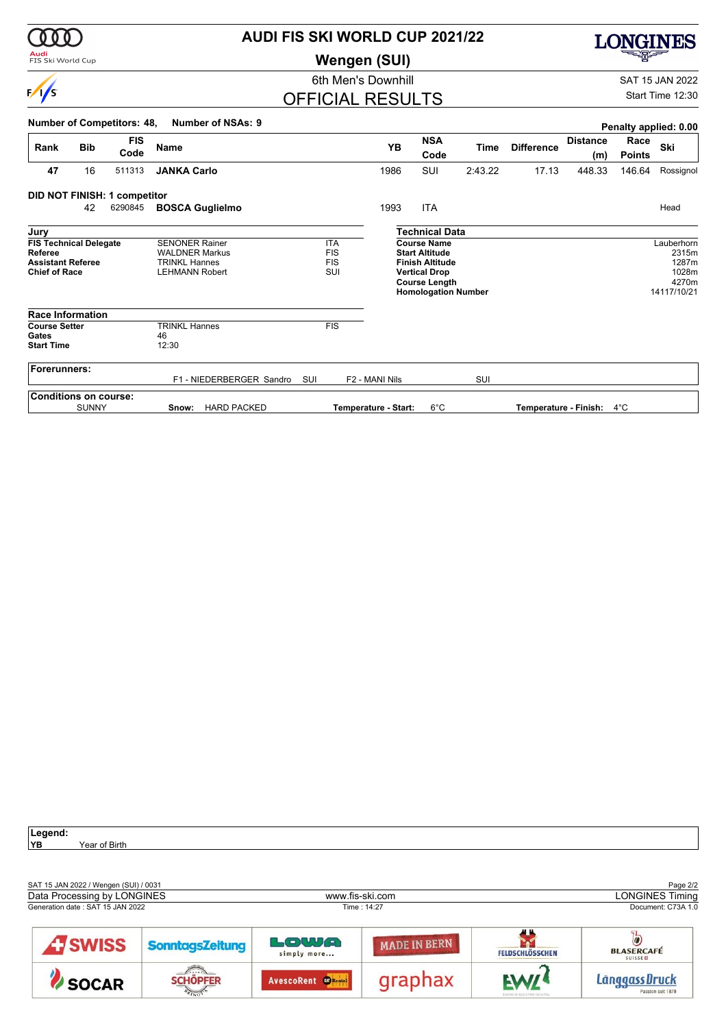# AUDI FIS SKI WORLD CUP 2021/22

## Wengen (SUI)

6th Men's Downhill

SAT 15 JAN 2022

Start Time 12:30

### OFFICIAL RESULTS

**Number of Competitors: 48, Number of NSAs: 9**

**Penalty applied: 0.00**

| Rank | Bib | FIS Code | Name | YB | NSA Code | Time | Difference | Distance (m) | Race Points | Ski |
|---|---|---|---|---|---|---|---|---|---|---|
| 47 | 16 | 511313 | **JANKA Carlo** | 1986 | SUI | 2:43.22 | 17.13 | 448.33 | 146.64 | Rossignol |

**DID NOT FINISH: 1 competitor**

| Rank | Bib | FIS Code | Name | YB | NSA Code | Ski |
|---|---|---|---|---|---|---|
| | 42 | 6290845 | **BOSCA Guglielmo** | 1993 | ITA | Head |

### Jury

| | | |
|---|---|---|
| **FIS Technical Delegate** | SENONER Rainer | ITA |
| **Referee** | WALDNER Markus | FIS |
| **Assistant Referee** | TRINKL Hannes | FIS |
| **Chief of Race** | LEHMANN Robert | SUI |

### Technical Data

| | |
|---|---|
| **Course Name** | Lauberhorn |
| **Start Altitude** | 2315m |
| **Finish Altitude** | 1287m |
| **Vertical Drop** | 1028m |
| **Course Length** | 4270m |
| **Homologation Number** | 14117/10/21 |

### Race Information

| | | |
|---|---|---|
| **Course Setter** | TRINKL Hannes | FIS |
| **Gates** | 46 | |
| **Start Time** | 12:30 | |

**Forerunners:**

F1 - NIEDERBERGER Sandro SUI    F2 - MANI Nils SUI

**Conditions on course:**

SUNNY    **Snow:** HARD PACKED    **Temperature - Start:** 6°C    **Temperature - Finish:** 4°C

**Legend:**

**YB** Year of Birth

SAT 15 JAN 2022 / Wengen (SUI) / 0031

Data Processing by LONGINES    www.fis-ski.com    LONGINES Timing

Generation date : SAT 15 JAN 2022    Time : 14:27    Document: C73A 1.0